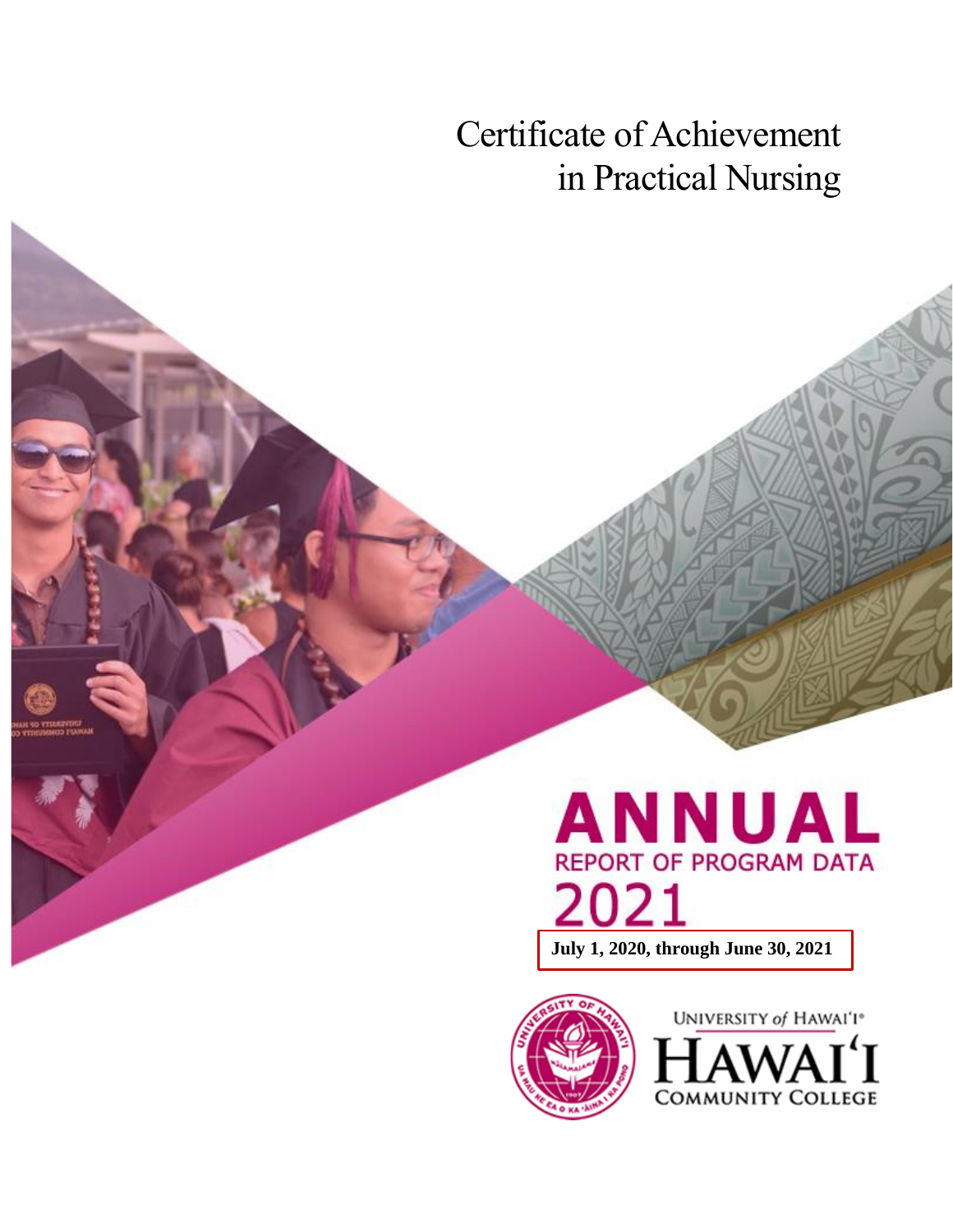# Certificate of Achievement in Practical Nursing

# ANNUAL

## REPORT OF PROGRAM DATA

## 2021

**July 1, 2020, through June 30, 2021**

UNIVERSITY of HAWAIʻI®
HAWAIʻI
COMMUNITY COLLEGE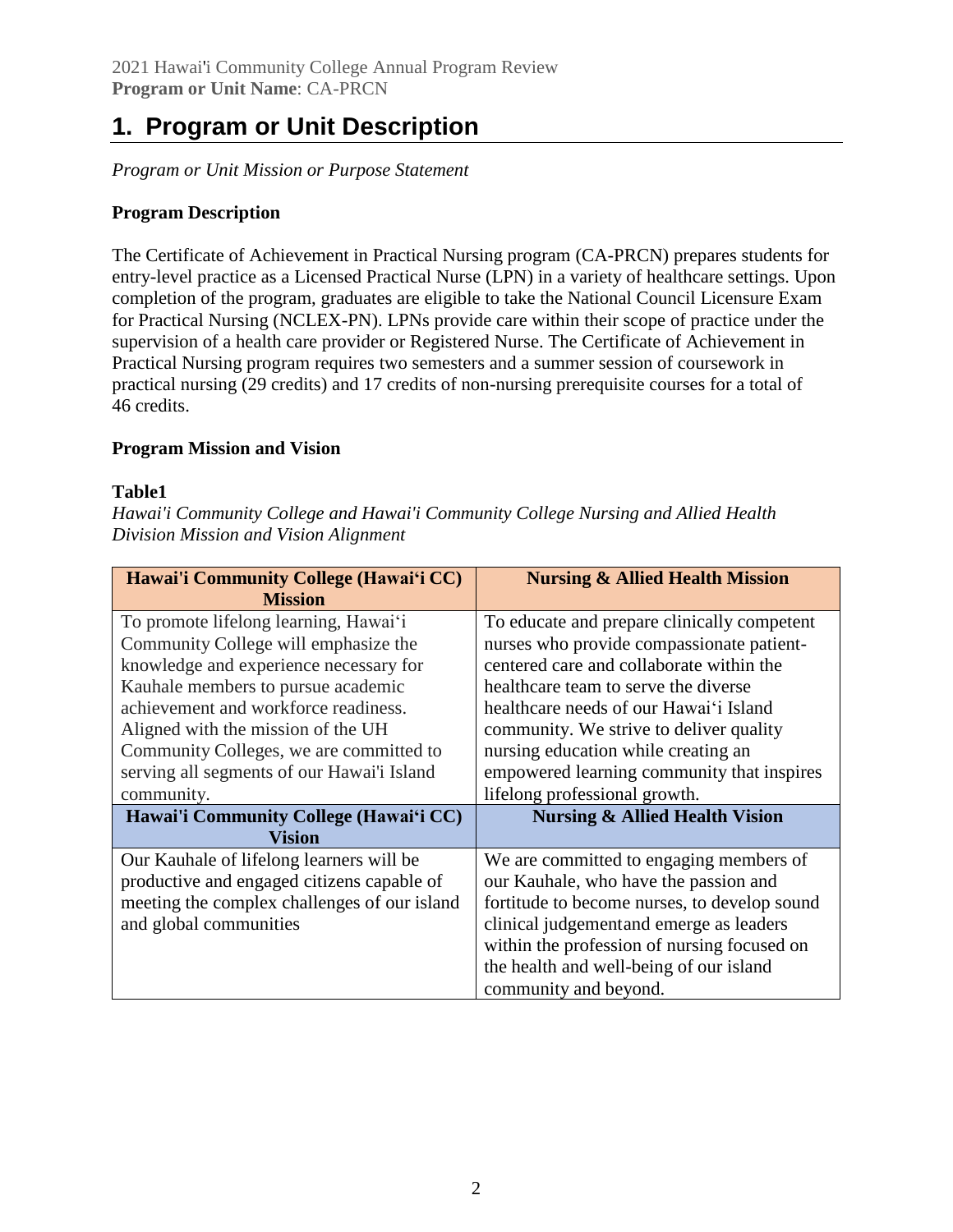# 1. Program or Unit Description

*Program or Unit Mission or Purpose Statement*

**Program Description**

The Certificate of Achievement in Practical Nursing program (CA-PRCN) prepares students for entry-level practice as a Licensed Practical Nurse (LPN) in a variety of healthcare settings. Upon completion of the program, graduates are eligible to take the National Council Licensure Exam for Practical Nursing (NCLEX-PN). LPNs provide care within their scope of practice under the supervision of a health care provider or Registered Nurse. The Certificate of Achievement in Practical Nursing program requires two semesters and a summer session of coursework in practical nursing (29 credits) and 17 credits of non-nursing prerequisite courses for a total of 46 credits.

**Program Mission and Vision**

**Table1**

*Hawai'i Community College and Hawai'i Community College Nursing and Allied Health Division Mission and Vision Alignment*

| Hawai'i Community College (Hawai'i CC) Mission | Nursing & Allied Health Mission |
|---|---|
| To promote lifelong learning, Hawai'i Community College will emphasize the knowledge and experience necessary for Kauhale members to pursue academic achievement and workforce readiness. Aligned with the mission of the UH Community Colleges, we are committed to serving all segments of our Hawai'i Island community. | To educate and prepare clinically competent nurses who provide compassionate patient-centered care and collaborate within the healthcare team to serve the diverse healthcare needs of our Hawai'i Island community. We strive to deliver quality nursing education while creating an empowered learning community that inspires lifelong professional growth. |
| **Hawai'i Community College (Hawai'i CC) Vision** | **Nursing & Allied Health Vision** |
| Our Kauhale of lifelong learners will be productive and engaged citizens capable of meeting the complex challenges of our island and global communities | We are committed to engaging members of our Kauhale, who have the passion and fortitude to become nurses, to develop sound clinical judgementand emerge as leaders within the profession of nursing focused on the health and well-being of our island community and beyond. |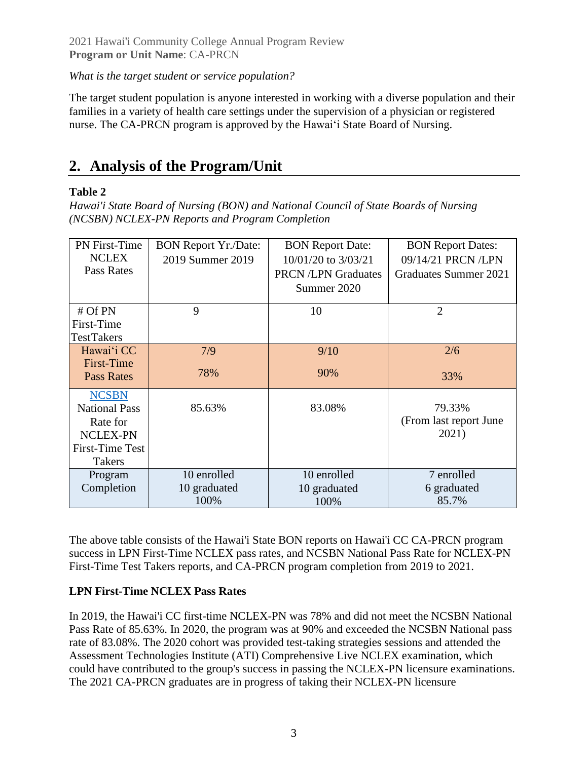*What is the target student or service population?*

The target student population is anyone interested in working with a diverse population and their families in a variety of health care settings under the supervision of a physician or registered nurse. The CA-PRCN program is approved by the Hawai'i State Board of Nursing.

## 2. Analysis of the Program/Unit

**Table 2**

*Hawai'i State Board of Nursing (BON) and National Council of State Boards of Nursing (NCSBN) NCLEX-PN Reports and Program Completion*

| PN First-Time NCLEX Pass Rates | BON Report Yr./Date: 2019 Summer 2019 | BON Report Date: 10/01/20 to 3/03/21 PRCN /LPN Graduates Summer 2020 | BON Report Dates: 09/14/21 PRCN /LPN Graduates Summer 2021 |
|---|---|---|---|
| # Of PN First-Time TestTakers | 9 | 10 | 2 |
| Hawai'i CC First-Time Pass Rates | 7/9<br>78% | 9/10<br>90% | 2/6<br>33% |
| NCSBN National Pass Rate for NCLEX-PN First-Time Test Takers | 85.63% | 83.08% | 79.33%<br>(From last report June 2021) |
| Program Completion | 10 enrolled<br>10 graduated<br>100% | 10 enrolled<br>10 graduated<br>100% | 7 enrolled<br>6 graduated<br>85.7% |

The above table consists of the Hawai'i State BON reports on Hawai'i CC CA-PRCN program success in LPN First-Time NCLEX pass rates, and NCSBN National Pass Rate for NCLEX-PN First-Time Test Takers reports, and CA-PRCN program completion from 2019 to 2021.

**LPN First-Time NCLEX Pass Rates**

In 2019, the Hawai'i CC first-time NCLEX-PN was 78% and did not meet the NCSBN National Pass Rate of 85.63%. In 2020, the program was at 90% and exceeded the NCSBN National pass rate of 83.08%. The 2020 cohort was provided test-taking strategies sessions and attended the Assessment Technologies Institute (ATI) Comprehensive Live NCLEX examination, which could have contributed to the group's success in passing the NCLEX-PN licensure examinations. The 2021 CA-PRCN graduates are in progress of taking their NCLEX-PN licensure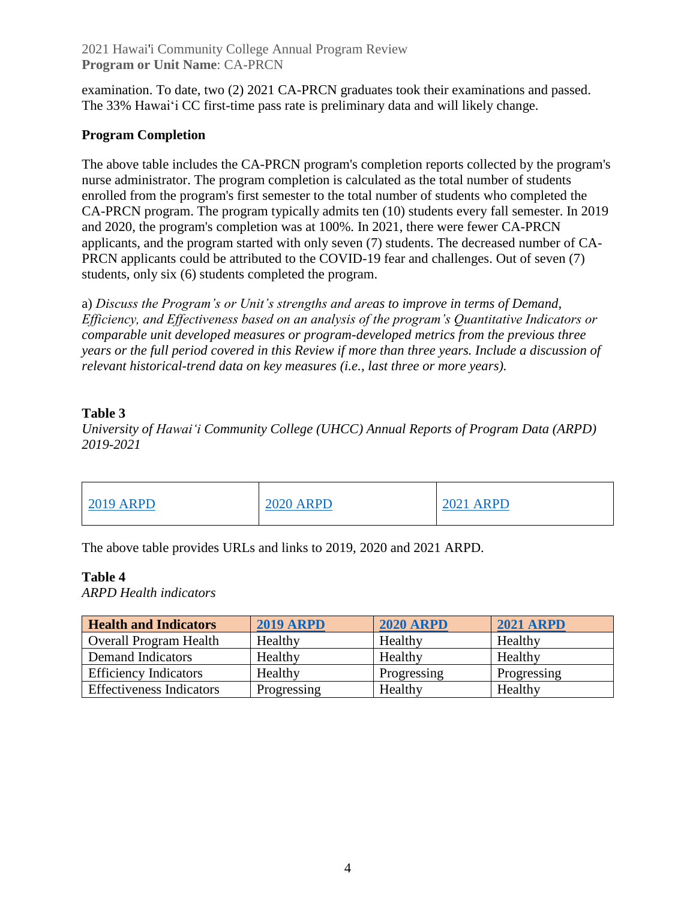examination. To date, two (2) 2021 CA-PRCN graduates took their examinations and passed. The 33% Hawaiʻi CC first-time pass rate is preliminary data and will likely change.

**Program Completion**

The above table includes the CA-PRCN program's completion reports collected by the program's nurse administrator. The program completion is calculated as the total number of students enrolled from the program's first semester to the total number of students who completed the CA-PRCN program. The program typically admits ten (10) students every fall semester. In 2019 and 2020, the program's completion was at 100%. In 2021, there were fewer CA-PRCN applicants, and the program started with only seven (7) students. The decreased number of CA-PRCN applicants could be attributed to the COVID-19 fear and challenges. Out of seven (7) students, only six (6) students completed the program.

a) *Discuss the Program's or Unit's strengths and areas to improve in terms of Demand, Efficiency, and Effectiveness based on an analysis of the program's Quantitative Indicators or comparable unit developed measures or program-developed metrics from the previous three years or the full period covered in this Review if more than three years. Include a discussion of relevant historical-trend data on key measures (i.e., last three or more years).*

**Table 3**

*University of Hawaiʻi Community College (UHCC) Annual Reports of Program Data (ARPD) 2019-2021*

| 2019 ARPD | 2020 ARPD | 2021 ARPD |
|---|---|---|

The above table provides URLs and links to 2019, 2020 and 2021 ARPD.

**Table 4**

*ARPD Health indicators*

| Health and Indicators | 2019 ARPD | 2020 ARPD | 2021 ARPD |
|---|---|---|---|
| Overall Program Health | Healthy | Healthy | Healthy |
| Demand Indicators | Healthy | Healthy | Healthy |
| Efficiency Indicators | Healthy | Progressing | Progressing |
| Effectiveness Indicators | Progressing | Healthy | Healthy |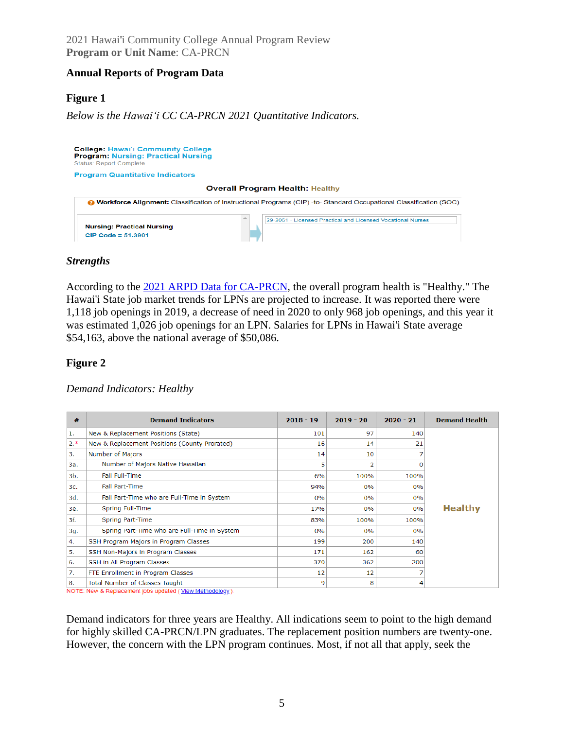## Annual Reports of Program Data

### Figure 1

*Below is the Hawai'i CC CA-PRCN 2021 Quantitative Indicators.*

**College:** Hawai'i Community College
**Program:** Nursing: Practical Nursing
Status: Report Complete

Program Quantitative Indicators

**Overall Program Health:** Healthy

**Workforce Alignment:** Classification of Instructional Programs (CIP) -to- Standard Occupational Classification (SOC)

| Nursing: Practical Nursing CIP Code = 51.3901 | 29-2061 - Licensed Practical and Licensed Vocational Nurses |
|---|---|

### *Strengths*

According to the 2021 ARPD Data for CA-PRCN, the overall program health is "Healthy." The Hawai'i State job market trends for LPNs are projected to increase. It was reported there were 1,118 job openings in 2019, a decrease of need in 2020 to only 968 job openings, and this year it was estimated 1,026 job openings for an LPN. Salaries for LPNs in Hawai'i State average $54,163, above the national average of $50,086.

### Figure 2

*Demand Indicators: Healthy*

| # | Demand Indicators | 2018 - 19 | 2019 - 20 | 2020 - 21 | Demand Health |
|---|---|---|---|---|---|
| 1. | New & Replacement Positions (State) | 101 | 97 | 140 | Healthy |
| 2.* | New & Replacement Positions (County Prorated) | 16 | 14 | 21 | |
| 3. | Number of Majors | 14 | 10 | 7 | |
| 3a. | Number of Majors Native Hawaiian | 5 | 2 | 0 | |
| 3b. | Fall Full-Time | 6% | 100% | 100% | |
| 3c. | Fall Part-Time | 94% | 0% | 0% | |
| 3d. | Fall Part-Time who are Full-Time in System | 0% | 0% | 0% | |
| 3e. | Spring Full-Time | 17% | 0% | 0% | |
| 3f. | Spring Part-Time | 83% | 100% | 100% | |
| 3g. | Spring Part-Time who are Full-Time in System | 0% | 0% | 0% | |
| 4. | SSH Program Majors in Program Classes | 199 | 200 | 140 | |
| 5. | SSH Non-Majors in Program Classes | 171 | 162 | 60 | |
| 6. | SSH in All Program Classes | 370 | 362 | 200 | |
| 7. | FTE Enrollment in Program Classes | 12 | 12 | 7 | |
| 8. | Total Number of Classes Taught | 9 | 8 | 4 | |

NOTE: New & Replacement jobs updated (View Methodology).

Demand indicators for three years are Healthy. All indications seem to point to the high demand for highly skilled CA-PRCN/LPN graduates. The replacement position numbers are twenty-one. However, the concern with the LPN program continues. Most, if not all that apply, seek the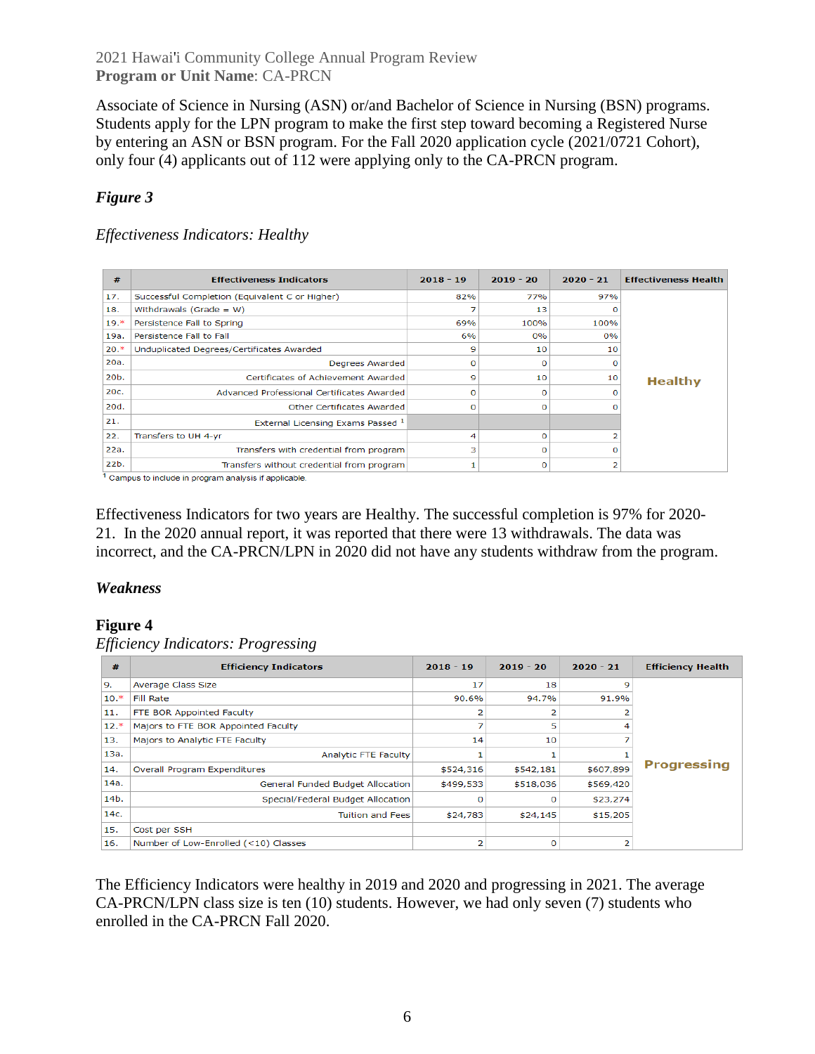Associate of Science in Nursing (ASN) or/and Bachelor of Science in Nursing (BSN) programs. Students apply for the LPN program to make the first step toward becoming a Registered Nurse by entering an ASN or BSN program. For the Fall 2020 application cycle (2021/0721 Cohort), only four (4) applicants out of 112 were applying only to the CA-PRCN program.

### *Figure 3*

*Effectiveness Indicators: Healthy*

| # | Effectiveness Indicators | 2018 - 19 | 2019 - 20 | 2020 - 21 | Effectiveness Health |
|---|---|---|---|---|---|
| 17. | Successful Completion (Equivalent C or Higher) | 82% | 77% | 97% | Healthy |
| 18. | Withdrawals (Grade = W) | 7 | 13 | 0 | |
| 19.* | Persistence Fall to Spring | 69% | 100% | 100% | |
| 19a. | Persistence Fall to Fall | 6% | 0% | 0% | |
| 20.* | Unduplicated Degrees/Certificates Awarded | 9 | 10 | 10 | |
| 20a. | Degrees Awarded | 0 | 0 | 0 | |
| 20b. | Certificates of Achievement Awarded | 9 | 10 | 10 | |
| 20c. | Advanced Professional Certificates Awarded | 0 | 0 | 0 | |
| 20d. | Other Certificates Awarded | 0 | 0 | 0 | |
| 21. | External Licensing Exams Passed [1] | | | | |
| 22. | Transfers to UH 4-yr | 4 | 0 | 2 | |
| 22a. | Transfers with credential from program | 3 | 0 | 0 | |
| 22b. | Transfers without credential from program | 1 | 0 | 2 | |

[1] Campus to include in program analysis if applicable.

Effectiveness Indicators for two years are Healthy. The successful completion is 97% for 2020-21. In the 2020 annual report, it was reported that there were 13 withdrawals. The data was incorrect, and the CA-PRCN/LPN in 2020 did not have any students withdraw from the program.

### *Weakness*

### Figure 4

*Efficiency Indicators: Progressing*

| # | Efficiency Indicators | 2018 - 19 | 2019 - 20 | 2020 - 21 | Efficiency Health |
|---|---|---|---|---|---|
| 9. | Average Class Size | 17 | 18 | 9 | Progressing |
| 10.* | Fill Rate | 90.6% | 94.7% | 91.9% | |
| 11. | FTE BOR Appointed Faculty | 2 | 2 | 2 | |
| 12.* | Majors to FTE BOR Appointed Faculty | 7 | 5 | 4 | |
| 13. | Majors to Analytic FTE Faculty | 14 | 10 | 7 | |
| 13a. | Analytic FTE Faculty | 1 | 1 | 1 | |
| 14. | Overall Program Expenditures | $524,316 | $542,181 | $607,899 | |
| 14a. | General Funded Budget Allocation | $499,533 | $518,036 | $569,420 | |
| 14b. | Special/Federal Budget Allocation | 0 | 0 | $23,274 | |
| 14c. | Tuition and Fees | $24,783 | $24,145 | $15,205 | |
| 15. | Cost per SSH | | | | |
| 16. | Number of Low-Enrolled (<10) Classes | 2 | 0 | 2 | |

The Efficiency Indicators were healthy in 2019 and 2020 and progressing in 2021. The average CA-PRCN/LPN class size is ten (10) students. However, we had only seven (7) students who enrolled in the CA-PRCN Fall 2020.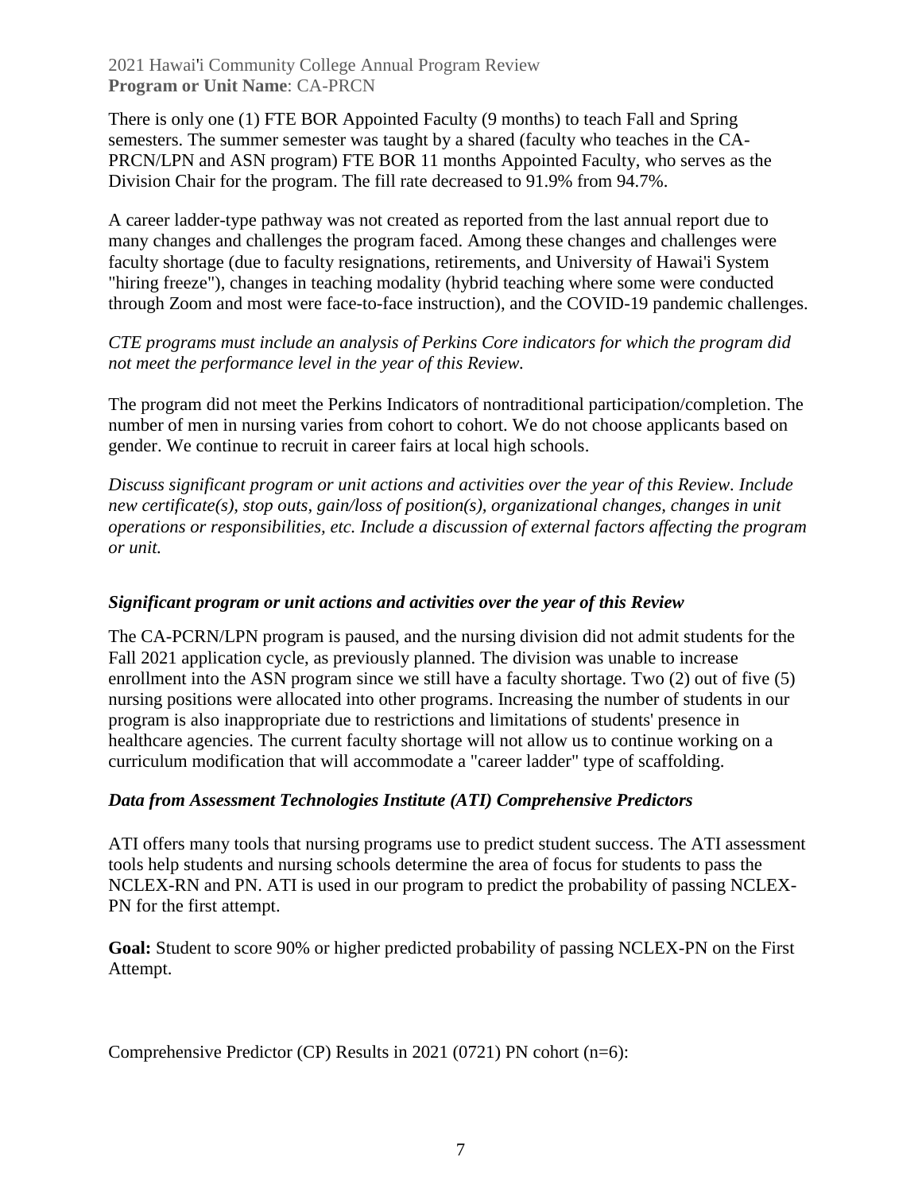There is only one (1) FTE BOR Appointed Faculty (9 months) to teach Fall and Spring semesters. The summer semester was taught by a shared (faculty who teaches in the CA-PRCN/LPN and ASN program) FTE BOR 11 months Appointed Faculty, who serves as the Division Chair for the program. The fill rate decreased to 91.9% from 94.7%.

A career ladder-type pathway was not created as reported from the last annual report due to many changes and challenges the program faced. Among these changes and challenges were faculty shortage (due to faculty resignations, retirements, and University of Hawai'i System "hiring freeze"), changes in teaching modality (hybrid teaching where some were conducted through Zoom and most were face-to-face instruction), and the COVID-19 pandemic challenges.

*CTE programs must include an analysis of Perkins Core indicators for which the program did not meet the performance level in the year of this Review.*

The program did not meet the Perkins Indicators of nontraditional participation/completion. The number of men in nursing varies from cohort to cohort. We do not choose applicants based on gender. We continue to recruit in career fairs at local high schools.

*Discuss significant program or unit actions and activities over the year of this Review. Include new certificate(s), stop outs, gain/loss of position(s), organizational changes, changes in unit operations or responsibilities, etc. Include a discussion of external factors affecting the program or unit.*

***Significant program or unit actions and activities over the year of this Review***

The CA-PCRN/LPN program is paused, and the nursing division did not admit students for the Fall 2021 application cycle, as previously planned. The division was unable to increase enrollment into the ASN program since we still have a faculty shortage. Two (2) out of five (5) nursing positions were allocated into other programs. Increasing the number of students in our program is also inappropriate due to restrictions and limitations of students' presence in healthcare agencies. The current faculty shortage will not allow us to continue working on a curriculum modification that will accommodate a "career ladder" type of scaffolding.

***Data from Assessment Technologies Institute (ATI) Comprehensive Predictors***

ATI offers many tools that nursing programs use to predict student success. The ATI assessment tools help students and nursing schools determine the area of focus for students to pass the NCLEX-RN and PN. ATI is used in our program to predict the probability of passing NCLEX-PN for the first attempt.

**Goal:** Student to score 90% or higher predicted probability of passing NCLEX-PN on the First Attempt.

Comprehensive Predictor (CP) Results in 2021 (0721) PN cohort (n=6):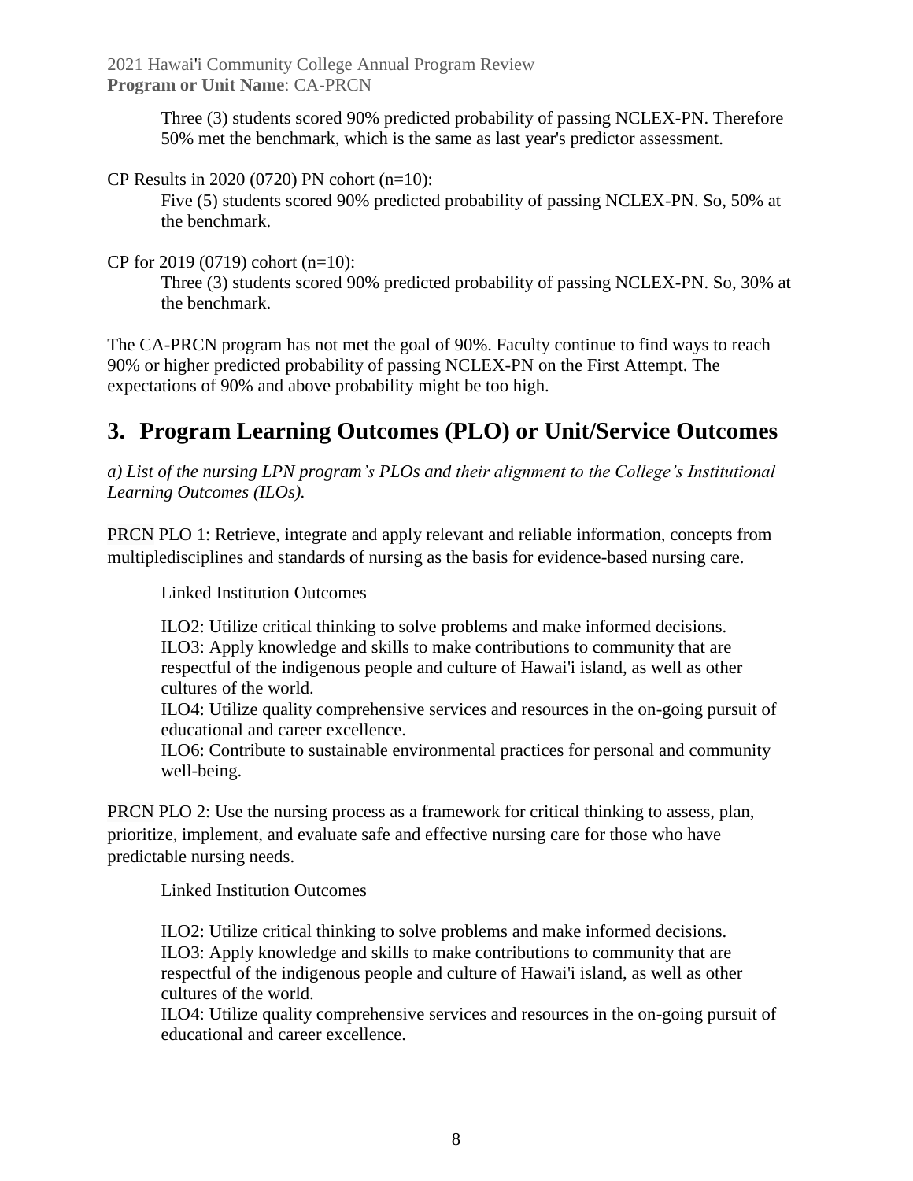Three (3) students scored 90% predicted probability of passing NCLEX-PN. Therefore 50% met the benchmark, which is the same as last year's predictor assessment.

CP Results in 2020 (0720) PN cohort (n=10):

Five (5) students scored 90% predicted probability of passing NCLEX-PN. So, 50% at the benchmark.

CP for 2019 (0719) cohort (n=10):

Three (3) students scored 90% predicted probability of passing NCLEX-PN. So, 30% at the benchmark.

The CA-PRCN program has not met the goal of 90%. Faculty continue to find ways to reach 90% or higher predicted probability of passing NCLEX-PN on the First Attempt. The expectations of 90% and above probability might be too high.

## 3. Program Learning Outcomes (PLO) or Unit/Service Outcomes

*a) List of the nursing LPN program's PLOs and their alignment to the College's Institutional Learning Outcomes (ILOs).*

PRCN PLO 1: Retrieve, integrate and apply relevant and reliable information, concepts from multipledisciplines and standards of nursing as the basis for evidence-based nursing care.

Linked Institution Outcomes

ILO2: Utilize critical thinking to solve problems and make informed decisions.
ILO3: Apply knowledge and skills to make contributions to community that are respectful of the indigenous people and culture of Hawai'i island, as well as other cultures of the world.
ILO4: Utilize quality comprehensive services and resources in the on-going pursuit of educational and career excellence.
ILO6: Contribute to sustainable environmental practices for personal and community well-being.

PRCN PLO 2: Use the nursing process as a framework for critical thinking to assess, plan, prioritize, implement, and evaluate safe and effective nursing care for those who have predictable nursing needs.

Linked Institution Outcomes

ILO2: Utilize critical thinking to solve problems and make informed decisions.
ILO3: Apply knowledge and skills to make contributions to community that are respectful of the indigenous people and culture of Hawai'i island, as well as other cultures of the world.
ILO4: Utilize quality comprehensive services and resources in the on-going pursuit of educational and career excellence.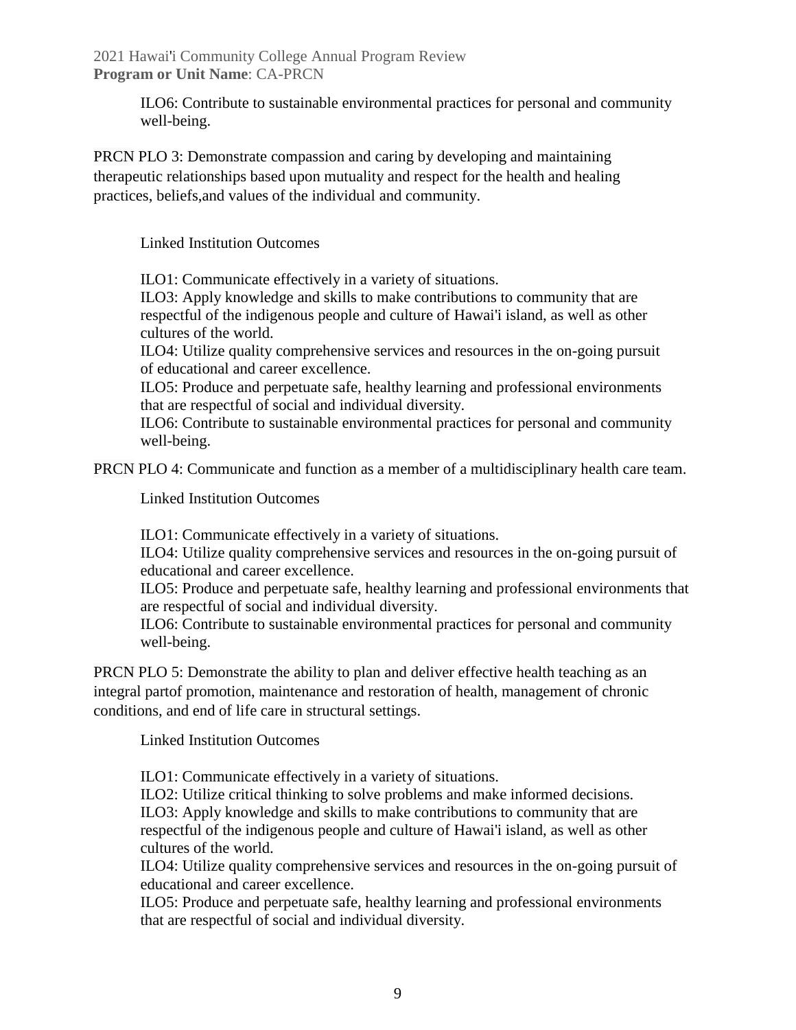ILO6: Contribute to sustainable environmental practices for personal and community well-being.

PRCN PLO 3: Demonstrate compassion and caring by developing and maintaining therapeutic relationships based upon mutuality and respect for the health and healing practices, beliefs,and values of the individual and community.

Linked Institution Outcomes

ILO1: Communicate effectively in a variety of situations.
ILO3: Apply knowledge and skills to make contributions to community that are respectful of the indigenous people and culture of Hawai'i island, as well as other cultures of the world.
ILO4: Utilize quality comprehensive services and resources in the on-going pursuit of educational and career excellence.
ILO5: Produce and perpetuate safe, healthy learning and professional environments that are respectful of social and individual diversity.
ILO6: Contribute to sustainable environmental practices for personal and community well-being.

PRCN PLO 4: Communicate and function as a member of a multidisciplinary health care team.

Linked Institution Outcomes

ILO1: Communicate effectively in a variety of situations.
ILO4: Utilize quality comprehensive services and resources in the on-going pursuit of educational and career excellence.
ILO5: Produce and perpetuate safe, healthy learning and professional environments that are respectful of social and individual diversity.
ILO6: Contribute to sustainable environmental practices for personal and community well-being.

PRCN PLO 5: Demonstrate the ability to plan and deliver effective health teaching as an integral partof promotion, maintenance and restoration of health, management of chronic conditions, and end of life care in structural settings.

Linked Institution Outcomes

ILO1: Communicate effectively in a variety of situations.
ILO2: Utilize critical thinking to solve problems and make informed decisions.
ILO3: Apply knowledge and skills to make contributions to community that are respectful of the indigenous people and culture of Hawai'i island, as well as other cultures of the world.
ILO4: Utilize quality comprehensive services and resources in the on-going pursuit of educational and career excellence.
ILO5: Produce and perpetuate safe, healthy learning and professional environments that are respectful of social and individual diversity.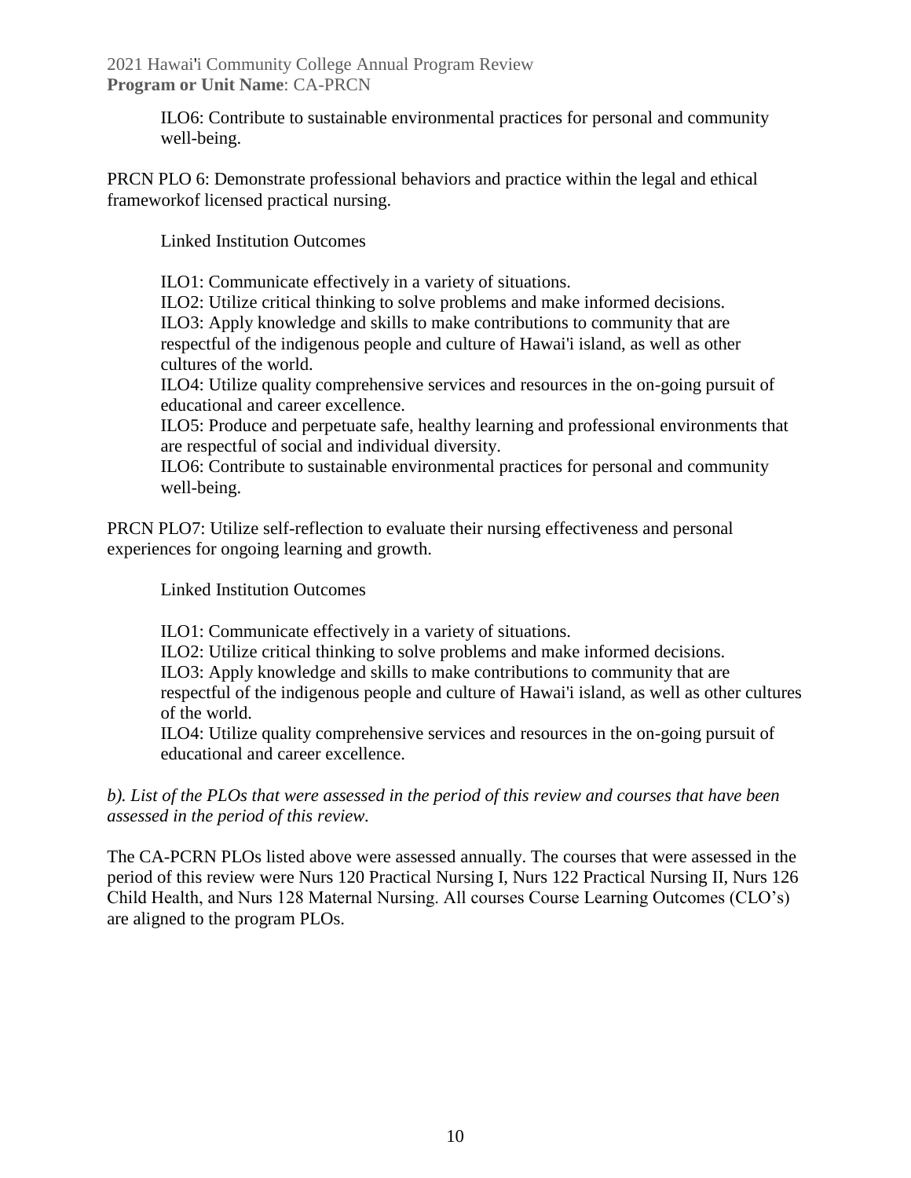ILO6: Contribute to sustainable environmental practices for personal and community well-being.

PRCN PLO 6: Demonstrate professional behaviors and practice within the legal and ethical frameworkof licensed practical nursing.

Linked Institution Outcomes

ILO1: Communicate effectively in a variety of situations.
ILO2: Utilize critical thinking to solve problems and make informed decisions.
ILO3: Apply knowledge and skills to make contributions to community that are respectful of the indigenous people and culture of Hawai'i island, as well as other cultures of the world.
ILO4: Utilize quality comprehensive services and resources in the on-going pursuit of educational and career excellence.
ILO5: Produce and perpetuate safe, healthy learning and professional environments that are respectful of social and individual diversity.
ILO6: Contribute to sustainable environmental practices for personal and community well-being.

PRCN PLO7: Utilize self-reflection to evaluate their nursing effectiveness and personal experiences for ongoing learning and growth.

Linked Institution Outcomes

ILO1: Communicate effectively in a variety of situations.
ILO2: Utilize critical thinking to solve problems and make informed decisions.
ILO3: Apply knowledge and skills to make contributions to community that are respectful of the indigenous people and culture of Hawai'i island, as well as other cultures of the world.
ILO4: Utilize quality comprehensive services and resources in the on-going pursuit of educational and career excellence.

*b). List of the PLOs that were assessed in the period of this review and courses that have been assessed in the period of this review.*

The CA-PCRN PLOs listed above were assessed annually. The courses that were assessed in the period of this review were Nurs 120 Practical Nursing I, Nurs 122 Practical Nursing II, Nurs 126 Child Health, and Nurs 128 Maternal Nursing. All courses Course Learning Outcomes (CLO's) are aligned to the program PLOs.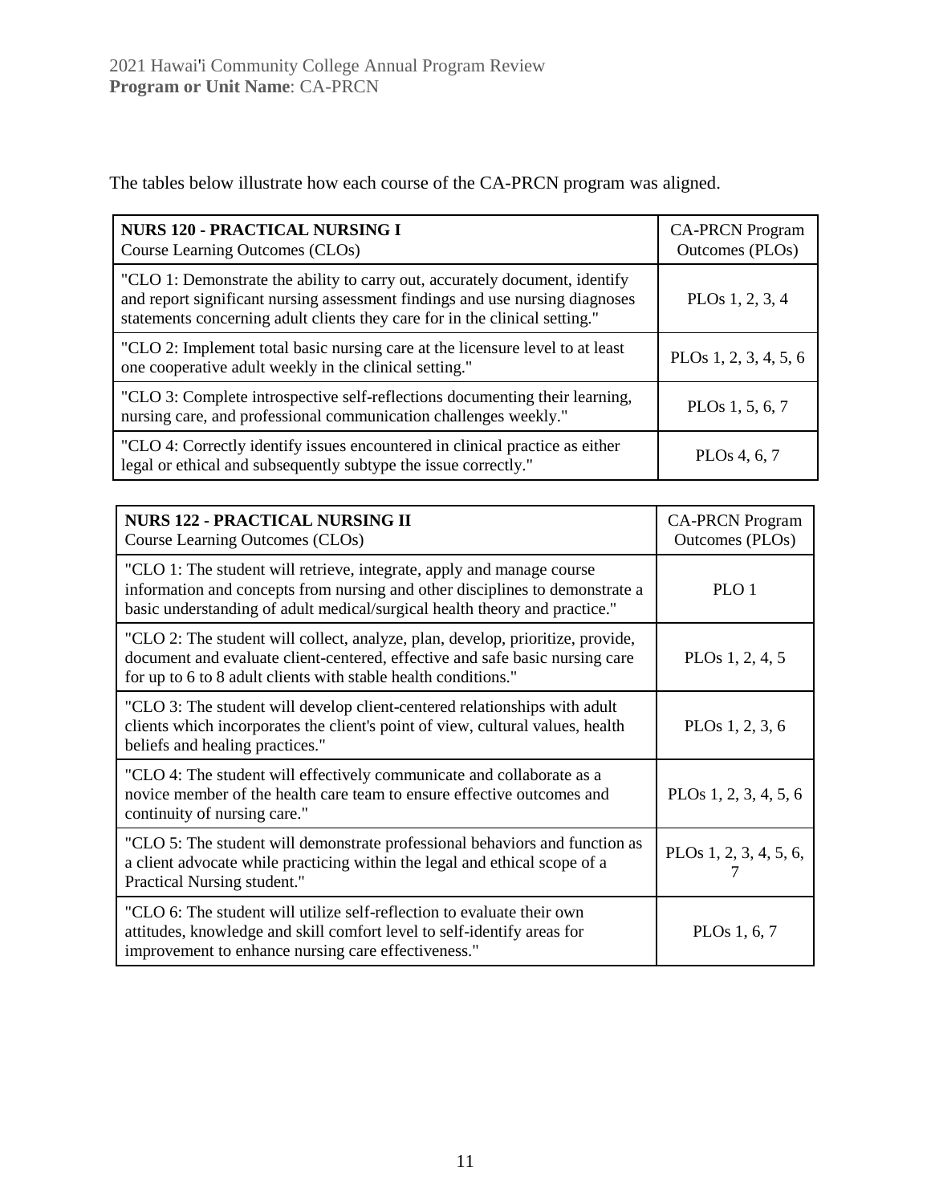The tables below illustrate how each course of the CA-PRCN program was aligned.

| **NURS 120 - PRACTICAL NURSING I**<br>Course Learning Outcomes (CLOs) | CA-PRCN Program Outcomes (PLOs) |
|---|---|
| "CLO 1: Demonstrate the ability to carry out, accurately document, identify and report significant nursing assessment findings and use nursing diagnoses statements concerning adult clients they care for in the clinical setting." | PLOs 1, 2, 3, 4 |
| "CLO 2: Implement total basic nursing care at the licensure level to at least one cooperative adult weekly in the clinical setting." | PLOs 1, 2, 3, 4, 5, 6 |
| "CLO 3: Complete introspective self-reflections documenting their learning, nursing care, and professional communication challenges weekly." | PLOs 1, 5, 6, 7 |
| "CLO 4: Correctly identify issues encountered in clinical practice as either legal or ethical and subsequently subtype the issue correctly." | PLOs 4, 6, 7 |

| **NURS 122 - PRACTICAL NURSING II**<br>Course Learning Outcomes (CLOs) | CA-PRCN Program Outcomes (PLOs) |
|---|---|
| "CLO 1: The student will retrieve, integrate, apply and manage course information and concepts from nursing and other disciplines to demonstrate a basic understanding of adult medical/surgical health theory and practice." | PLO 1 |
| "CLO 2: The student will collect, analyze, plan, develop, prioritize, provide, document and evaluate client-centered, effective and safe basic nursing care for up to 6 to 8 adult clients with stable health conditions." | PLOs 1, 2, 4, 5 |
| "CLO 3: The student will develop client-centered relationships with adult clients which incorporates the client's point of view, cultural values, health beliefs and healing practices." | PLOs 1, 2, 3, 6 |
| "CLO 4: The student will effectively communicate and collaborate as a novice member of the health care team to ensure effective outcomes and continuity of nursing care." | PLOs 1, 2, 3, 4, 5, 6 |
| "CLO 5: The student will demonstrate professional behaviors and function as a client advocate while practicing within the legal and ethical scope of a Practical Nursing student." | PLOs 1, 2, 3, 4, 5, 6, 7 |
| "CLO 6: The student will utilize self-reflection to evaluate their own attitudes, knowledge and skill comfort level to self-identify areas for improvement to enhance nursing care effectiveness." | PLOs 1, 6, 7 |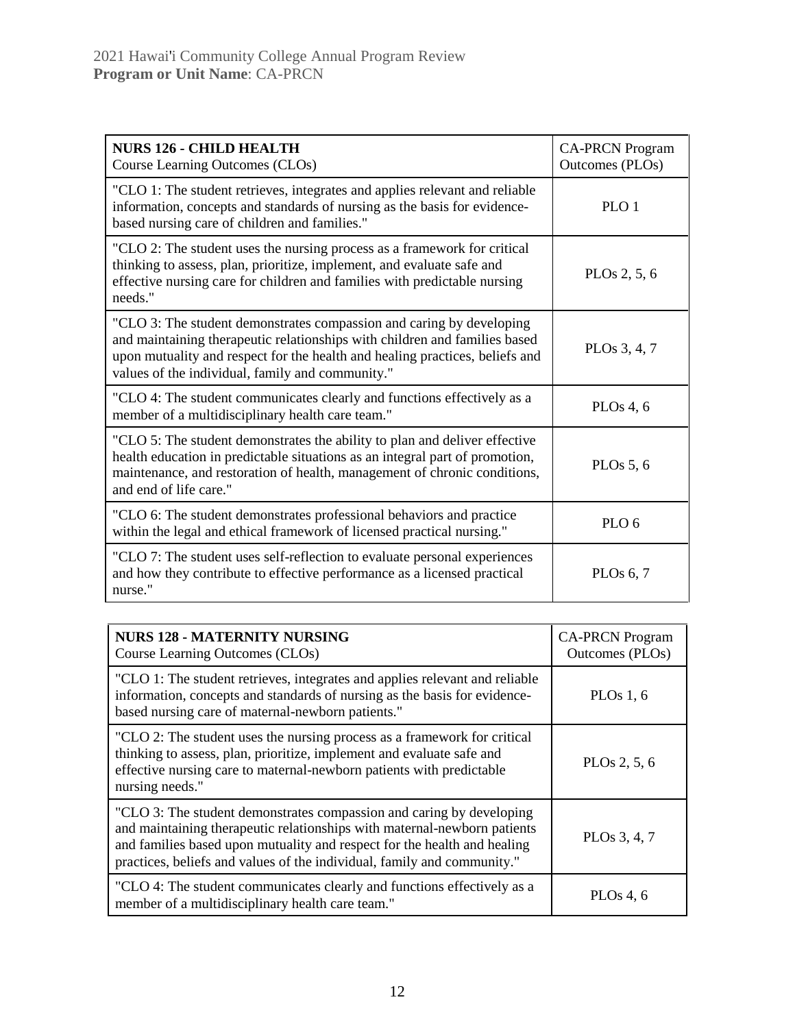| NURS 126 - CHILD HEALTH<br>Course Learning Outcomes (CLOs) | CA-PRCN Program Outcomes (PLOs) |
|---|---|
| "CLO 1: The student retrieves, integrates and applies relevant and reliable information, concepts and standards of nursing as the basis for evidence-based nursing care of children and families." | PLO 1 |
| "CLO 2: The student uses the nursing process as a framework for critical thinking to assess, plan, prioritize, implement, and evaluate safe and effective nursing care for children and families with predictable nursing needs." | PLOs 2, 5, 6 |
| "CLO 3: The student demonstrates compassion and caring by developing and maintaining therapeutic relationships with children and families based upon mutuality and respect for the health and healing practices, beliefs and values of the individual, family and community." | PLOs 3, 4, 7 |
| "CLO 4: The student communicates clearly and functions effectively as a member of a multidisciplinary health care team." | PLOs 4, 6 |
| "CLO 5: The student demonstrates the ability to plan and deliver effective health education in predictable situations as an integral part of promotion, maintenance, and restoration of health, management of chronic conditions, and end of life care." | PLOs 5, 6 |
| "CLO 6: The student demonstrates professional behaviors and practice within the legal and ethical framework of licensed practical nursing." | PLO 6 |
| "CLO 7: The student uses self-reflection to evaluate personal experiences and how they contribute to effective performance as a licensed practical nurse." | PLOs 6, 7 |

| NURS 128 - MATERNITY NURSING<br>Course Learning Outcomes (CLOs) | CA-PRCN Program Outcomes (PLOs) |
|---|---|
| "CLO 1: The student retrieves, integrates and applies relevant and reliable information, concepts and standards of nursing as the basis for evidence-based nursing care of maternal-newborn patients." | PLOs 1, 6 |
| "CLO 2: The student uses the nursing process as a framework for critical thinking to assess, plan, prioritize, implement and evaluate safe and effective nursing care to maternal-newborn patients with predictable nursing needs." | PLOs 2, 5, 6 |
| "CLO 3: The student demonstrates compassion and caring by developing and maintaining therapeutic relationships with maternal-newborn patients and families based upon mutuality and respect for the health and healing practices, beliefs and values of the individual, family and community." | PLOs 3, 4, 7 |
| "CLO 4: The student communicates clearly and functions effectively as a member of a multidisciplinary health care team." | PLOs 4, 6 |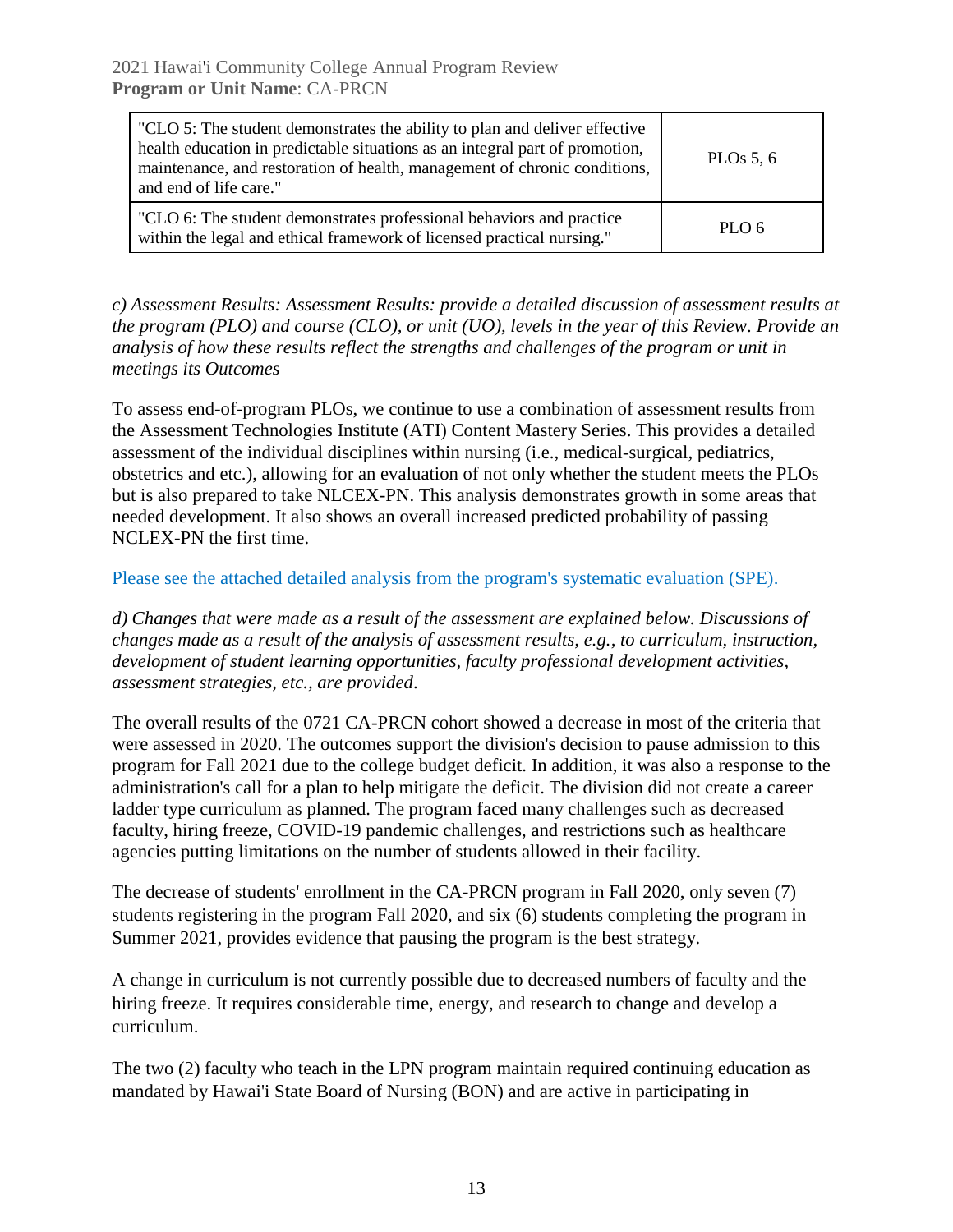| "CLO 5: The student demonstrates the ability to plan and deliver effective health education in predictable situations as an integral part of promotion, maintenance, and restoration of health, management of chronic conditions, and end of life care." | PLOs 5, 6 |
|---|---|
| "CLO 6: The student demonstrates professional behaviors and practice within the legal and ethical framework of licensed practical nursing." | PLO 6 |

*c) Assessment Results: Assessment Results: provide a detailed discussion of assessment results at the program (PLO) and course (CLO), or unit (UO), levels in the year of this Review. Provide an analysis of how these results reflect the strengths and challenges of the program or unit in meetings its Outcomes*

To assess end-of-program PLOs, we continue to use a combination of assessment results from the Assessment Technologies Institute (ATI) Content Mastery Series. This provides a detailed assessment of the individual disciplines within nursing (i.e., medical-surgical, pediatrics, obstetrics and etc.), allowing for an evaluation of not only whether the student meets the PLOs but is also prepared to take NLCEX-PN. This analysis demonstrates growth in some areas that needed development. It also shows an overall increased predicted probability of passing NCLEX-PN the first time.

Please see the attached detailed analysis from the program's systematic evaluation (SPE).

*d) Changes that were made as a result of the assessment are explained below. Discussions of changes made as a result of the analysis of assessment results, e.g., to curriculum, instruction, development of student learning opportunities, faculty professional development activities, assessment strategies, etc., are provided.*

The overall results of the 0721 CA-PRCN cohort showed a decrease in most of the criteria that were assessed in 2020. The outcomes support the division's decision to pause admission to this program for Fall 2021 due to the college budget deficit. In addition, it was also a response to the administration's call for a plan to help mitigate the deficit. The division did not create a career ladder type curriculum as planned. The program faced many challenges such as decreased faculty, hiring freeze, COVID-19 pandemic challenges, and restrictions such as healthcare agencies putting limitations on the number of students allowed in their facility.

The decrease of students' enrollment in the CA-PRCN program in Fall 2020, only seven (7) students registering in the program Fall 2020, and six (6) students completing the program in Summer 2021, provides evidence that pausing the program is the best strategy.

A change in curriculum is not currently possible due to decreased numbers of faculty and the hiring freeze. It requires considerable time, energy, and research to change and develop a curriculum.

The two (2) faculty who teach in the LPN program maintain required continuing education as mandated by Hawai'i State Board of Nursing (BON) and are active in participating in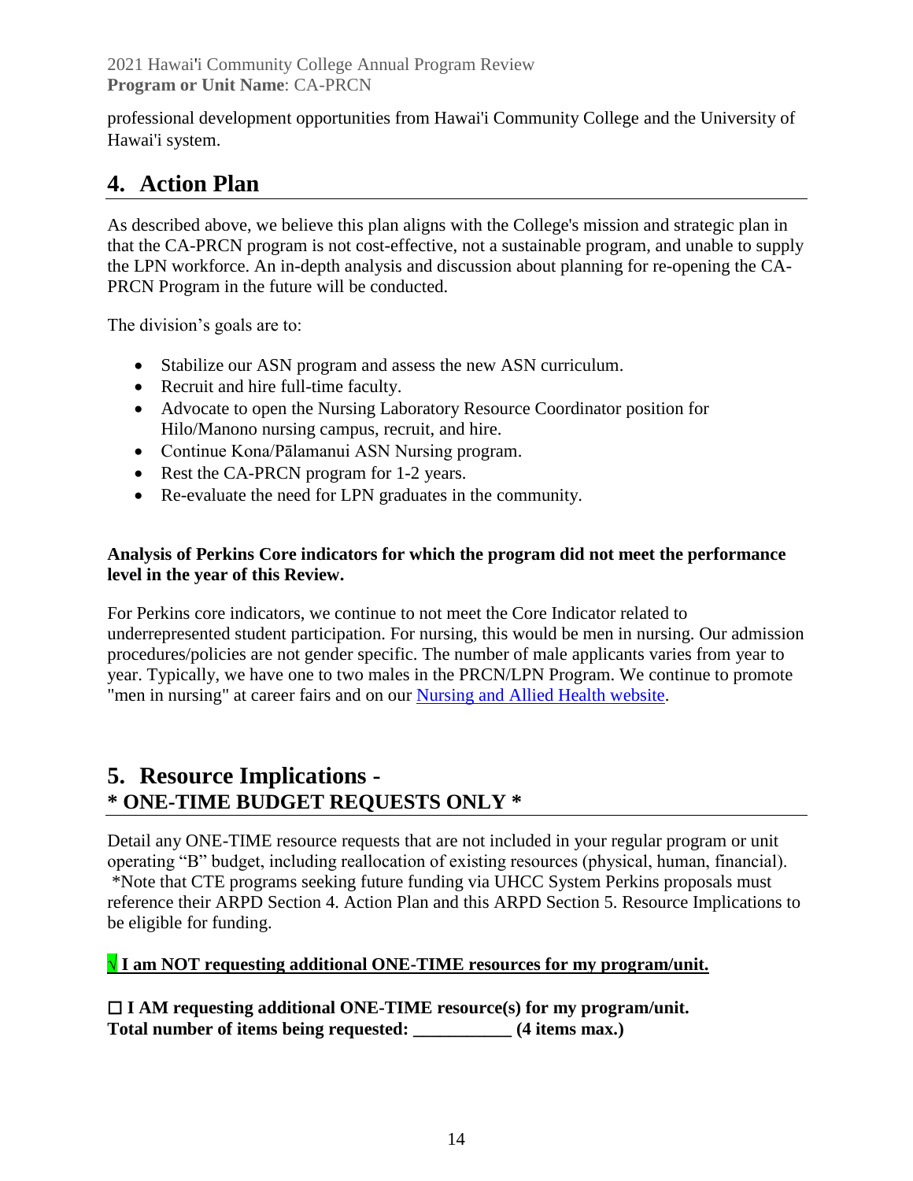professional development opportunities from Hawai'i Community College and the University of Hawai'i system.

## 4. Action Plan

As described above, we believe this plan aligns with the College's mission and strategic plan in that the CA-PRCN program is not cost-effective, not a sustainable program, and unable to supply the LPN workforce. An in-depth analysis and discussion about planning for re-opening the CA-PRCN Program in the future will be conducted.

The division's goals are to:

- Stabilize our ASN program and assess the new ASN curriculum.
- Recruit and hire full-time faculty.
- Advocate to open the Nursing Laboratory Resource Coordinator position for Hilo/Manono nursing campus, recruit, and hire.
- Continue Kona/Pālamanui ASN Nursing program.
- Rest the CA-PRCN program for 1-2 years.
- Re-evaluate the need for LPN graduates in the community.

**Analysis of Perkins Core indicators for which the program did not meet the performance level in the year of this Review.**

For Perkins core indicators, we continue to not meet the Core Indicator related to underrepresented student participation. For nursing, this would be men in nursing. Our admission procedures/policies are not gender specific. The number of male applicants varies from year to year. Typically, we have one to two males in the PRCN/LPN Program. We continue to promote "men in nursing" at career fairs and on our [Nursing and Allied Health website](#).

## 5. Resource Implications - 
## * ONE-TIME BUDGET REQUESTS ONLY *

Detail any ONE-TIME resource requests that are not included in your regular program or unit operating "B" budget, including reallocation of existing resources (physical, human, financial). *Note that CTE programs seeking future funding via UHCC System Perkins proposals must reference their ARPD Section 4. Action Plan and this ARPD Section 5. Resource Implications to be eligible for funding.

**√ I am NOT requesting additional ONE-TIME resources for my program/unit.**

**☐ I AM requesting additional ONE-TIME resource(s) for my program/unit.**
**Total number of items being requested: ___________ (4 items max.)**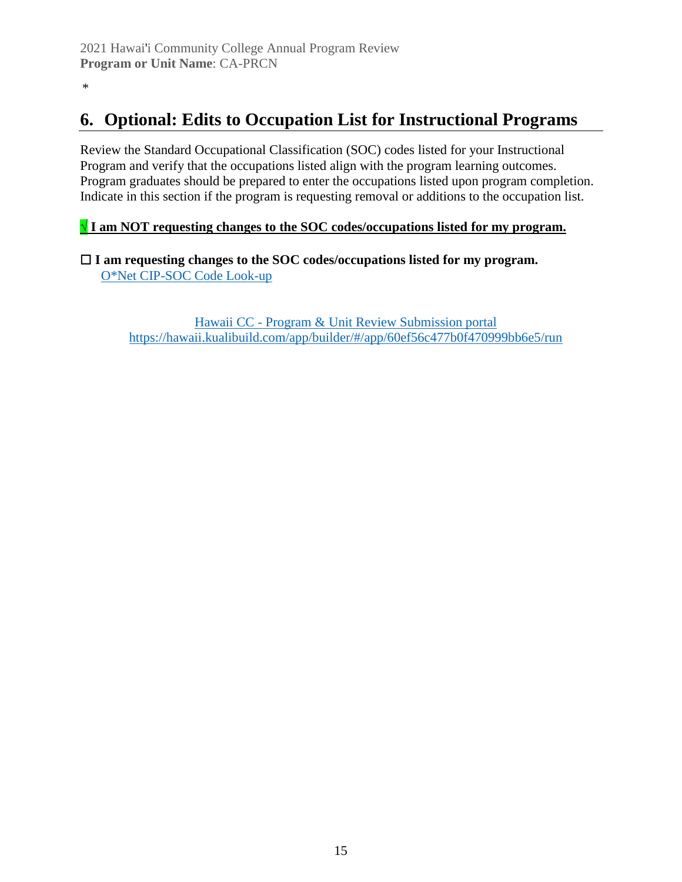*

## 6. Optional: Edits to Occupation List for Instructional Programs

Review the Standard Occupational Classification (SOC) codes listed for your Instructional Program and verify that the occupations listed align with the program learning outcomes. Program graduates should be prepared to enter the occupations listed upon program completion. Indicate in this section if the program is requesting removal or additions to the occupation list.

**√ I am NOT requesting changes to the SOC codes/occupations listed for my program.**

**☐ I am requesting changes to the SOC codes/occupations listed for my program.**
O*Net CIP-SOC Code Look-up

Hawaii CC - Program & Unit Review Submission portal
https://hawaii.kualibuild.com/app/builder/#/app/60ef56c477b0f470999bb6e5/run